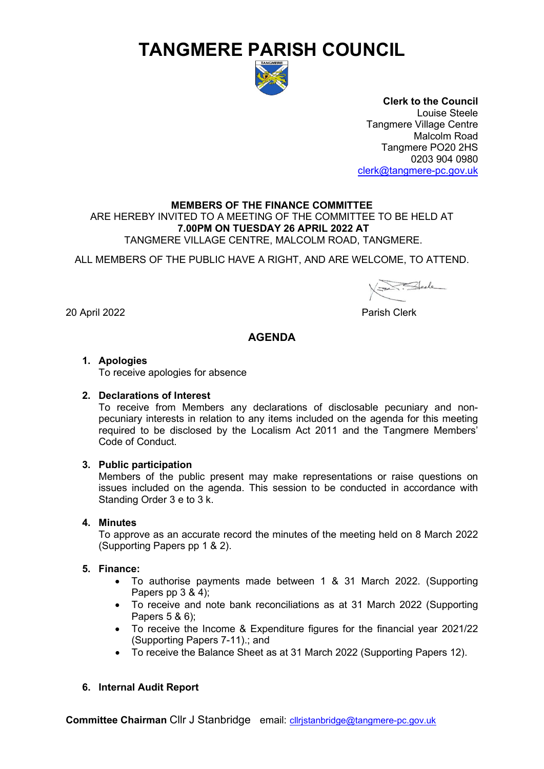# TANGMERE PARISH COUNCIL

**Clerk to the Council**
Louise Steele
Tangmere Village Centre
Malcolm Road
Tangmere PO20 2HS
0203 904 0980
clerk@tangmere-pc.gov.uk

**MEMBERS OF THE FINANCE COMMITTEE**
ARE HEREBY INVITED TO A MEETING OF THE COMMITTEE TO BE HELD AT
**7.00PM ON TUESDAY 26 APRIL 2022 AT**
TANGMERE VILLAGE CENTRE, MALCOLM ROAD, TANGMERE.

ALL MEMBERS OF THE PUBLIC HAVE A RIGHT, AND ARE WELCOME, TO ATTEND.

20 April 2022

Parish Clerk

## AGENDA

1. **Apologies**
   To receive apologies for absence

2. **Declarations of Interest**
   To receive from Members any declarations of disclosable pecuniary and non-pecuniary interests in relation to any items included on the agenda for this meeting required to be disclosed by the Localism Act 2011 and the Tangmere Members' Code of Conduct.

3. **Public participation**
   Members of the public present may make representations or raise questions on issues included on the agenda. This session to be conducted in accordance with Standing Order 3 e to 3 k.

4. **Minutes**
   To approve as an accurate record the minutes of the meeting held on 8 March 2022 (Supporting Papers pp 1 & 2).

5. **Finance:**
   - To authorise payments made between 1 & 31 March 2022. (Supporting Papers pp 3 & 4);
   - To receive and note bank reconciliations as at 31 March 2022 (Supporting Papers 5 & 6);
   - To receive the Income & Expenditure figures for the financial year 2021/22 (Supporting Papers 7-11).; and
   - To receive the Balance Sheet as at 31 March 2022 (Supporting Papers 12).

6. **Internal Audit Report**

**Committee Chairman** Cllr J Stanbridge email: cllrjstanbridge@tangmere-pc.gov.uk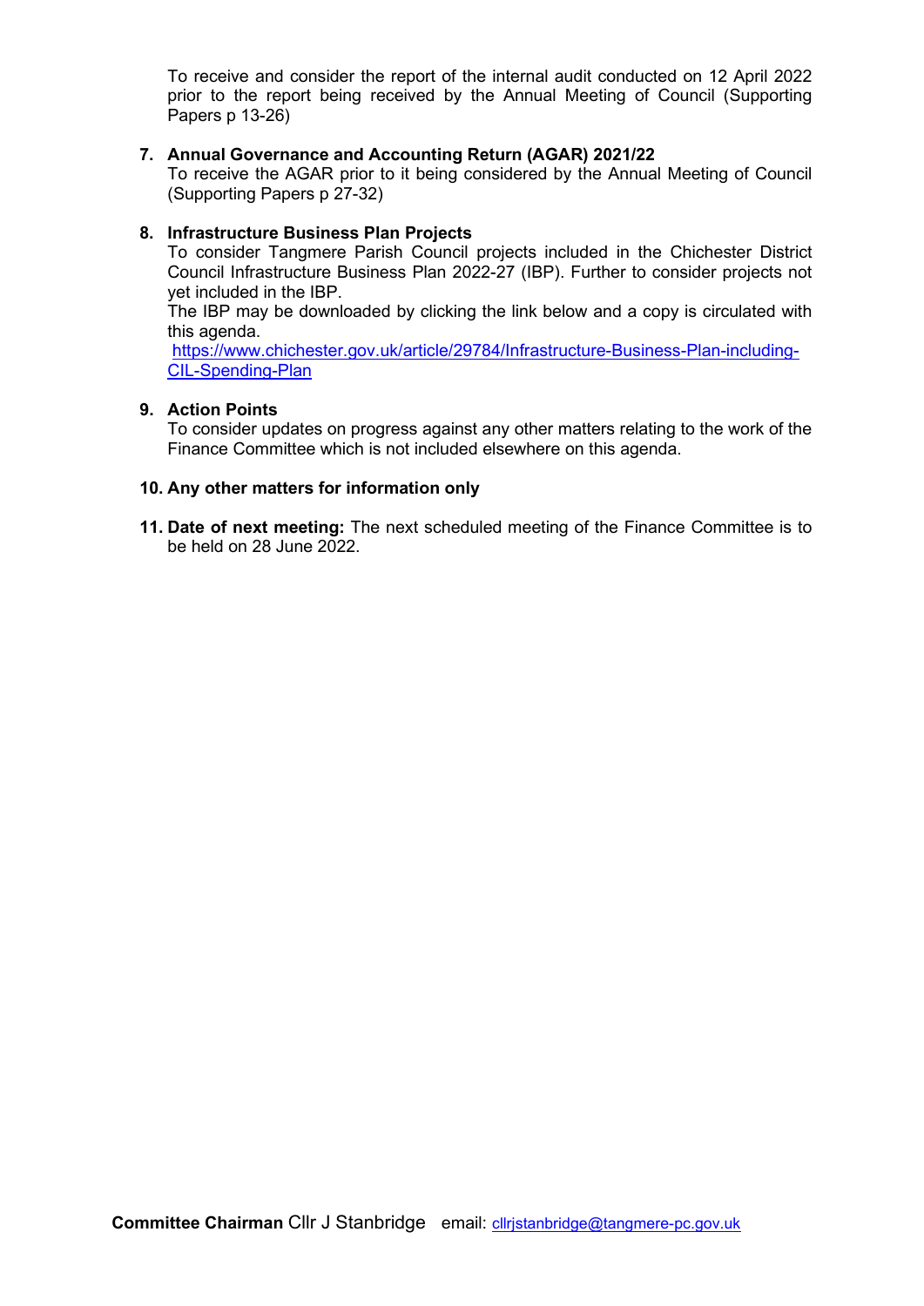To receive and consider the report of the internal audit conducted on 12 April 2022 prior to the report being received by the Annual Meeting of Council (Supporting Papers p 13-26)

7. **Annual Governance and Accounting Return (AGAR) 2021/22**
   To receive the AGAR prior to it being considered by the Annual Meeting of Council (Supporting Papers p 27-32)

8. **Infrastructure Business Plan Projects**
   To consider Tangmere Parish Council projects included in the Chichester District Council Infrastructure Business Plan 2022-27 (IBP). Further to consider projects not yet included in the IBP.
   The IBP may be downloaded by clicking the link below and a copy is circulated with this agenda.
   [https://www.chichester.gov.uk/article/29784/Infrastructure-Business-Plan-including-CIL-Spending-Plan](https://www.chichester.gov.uk/article/29784/Infrastructure-Business-Plan-including-CIL-Spending-Plan)

9. **Action Points**
   To consider updates on progress against any other matters relating to the work of the Finance Committee which is not included elsewhere on this agenda.

10. **Any other matters for information only**

11. **Date of next meeting:** The next scheduled meeting of the Finance Committee is to be held on 28 June 2022.

**Committee Chairman** Cllr J Stanbridge email: cllrjstanbridge@tangmere-pc.gov.uk